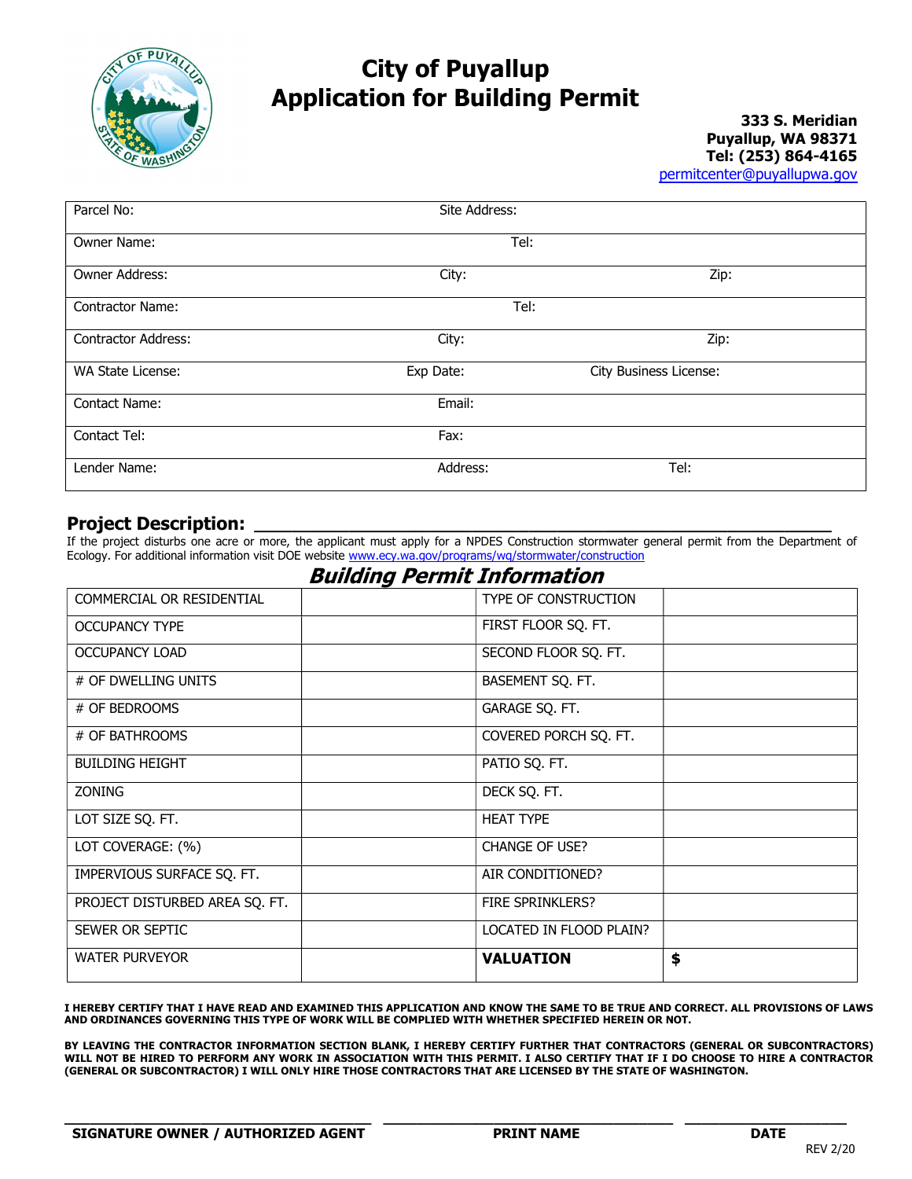# City of Puyallup
# Application for Building Permit

**333 S. Meridian**
**Puyallup, WA 98371**
**Tel: (253) 864-4165**
permitcenter@puyallupwa.gov

| | | |
|---|---|---|
| Parcel No: | Site Address: | |
| Owner Name: | Tel: | |
| Owner Address: | City: | Zip: |
| Contractor Name: | Tel: | |
| Contractor Address: | City: | Zip: |
| WA State License: | Exp Date: | City Business License: |
| Contact Name: | Email: | |
| Contact Tel: | Fax: | |
| Lender Name: | Address: | Tel: |

## Project Description: ___________________________________________

If the project disturbs one acre or more, the applicant must apply for a NPDES Construction stormwater general permit from the Department of Ecology. For additional information visit DOE website www.ecy.wa.gov/programs/wq/stormwater/construction

## *Building Permit Information*

| | | | |
|---|---|---|---|
| COMMERCIAL OR RESIDENTIAL | | TYPE OF CONSTRUCTION | |
| OCCUPANCY TYPE | | FIRST FLOOR SQ. FT. | |
| OCCUPANCY LOAD | | SECOND FLOOR SQ. FT. | |
| # OF DWELLING UNITS | | BASEMENT SQ. FT. | |
| # OF BEDROOMS | | GARAGE SQ. FT. | |
| # OF BATHROOMS | | COVERED PORCH SQ. FT. | |
| BUILDING HEIGHT | | PATIO SQ. FT. | |
| ZONING | | DECK SQ. FT. | |
| LOT SIZE SQ. FT. | | HEAT TYPE | |
| LOT COVERAGE: (%) | | CHANGE OF USE? | |
| IMPERVIOUS SURFACE SQ. FT. | | AIR CONDITIONED? | |
| PROJECT DISTURBED AREA SQ. FT. | | FIRE SPRINKLERS? | |
| SEWER OR SEPTIC | | LOCATED IN FLOOD PLAIN? | |
| WATER PURVEYOR | | **VALUATION** | **$** |

**I HEREBY CERTIFY THAT I HAVE READ AND EXAMINED THIS APPLICATION AND KNOW THE SAME TO BE TRUE AND CORRECT. ALL PROVISIONS OF LAWS AND ORDINANCES GOVERNING THIS TYPE OF WORK WILL BE COMPLIED WITH WHETHER SPECIFIED HEREIN OR NOT.**

**BY LEAVING THE CONTRACTOR INFORMATION SECTION BLANK, I HEREBY CERTIFY FURTHER THAT CONTRACTORS (GENERAL OR SUBCONTRACTORS) WILL NOT BE HIRED TO PERFORM ANY WORK IN ASSOCIATION WITH THIS PERMIT. I ALSO CERTIFY THAT IF I DO CHOOSE TO HIRE A CONTRACTOR (GENERAL OR SUBCONTRACTOR) I WILL ONLY HIRE THOSE CONTRACTORS THAT ARE LICENSED BY THE STATE OF WASHINGTON.**

| ______________________________ | ______________________________ | ______________________ |
|---|---|---|
| **SIGNATURE OWNER / AUTHORIZED AGENT** | **PRINT NAME** | **DATE** |

REV 2/20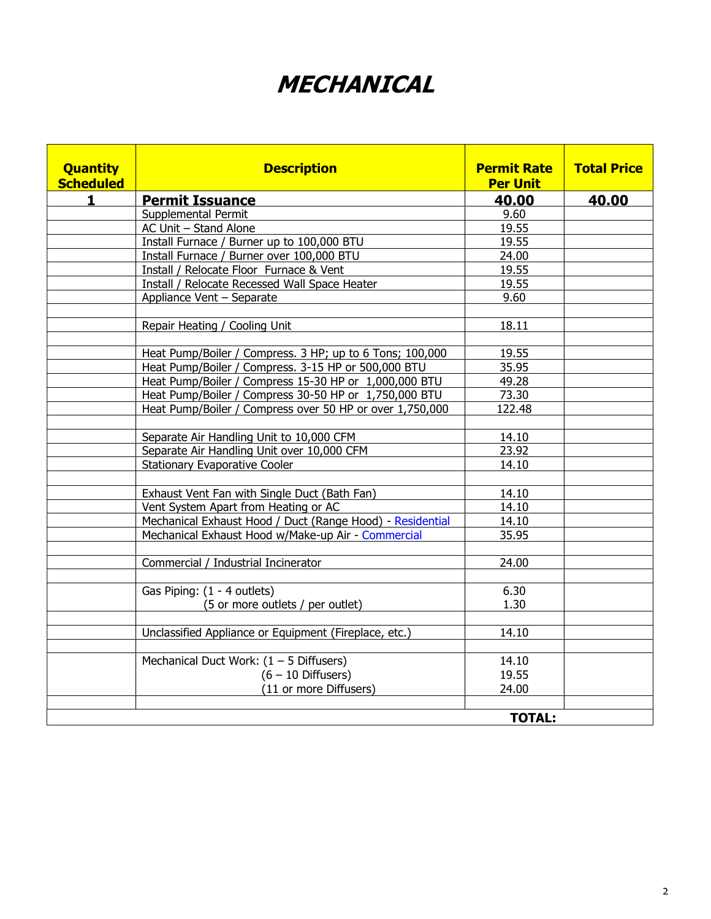# ***MECHANICAL***

| Quantity Scheduled | Description | Permit Rate Per Unit | Total Price |
|---|---|---|---|
| **1** | **Permit Issuance** | **40.00** | **40.00** |
| | Supplemental Permit | 9.60 | |
| | AC Unit – Stand Alone | 19.55 | |
| | Install Furnace / Burner up to 100,000 BTU | 19.55 | |
| | Install Furnace / Burner over 100,000 BTU | 24.00 | |
| | Install / Relocate Floor Furnace & Vent | 19.55 | |
| | Install / Relocate Recessed Wall Space Heater | 19.55 | |
| | Appliance Vent – Separate | 9.60 | |
| | | | |
| | Repair Heating / Cooling Unit | 18.11 | |
| | | | |
| | Heat Pump/Boiler / Compress. 3 HP; up to 6 Tons; 100,000 | 19.55 | |
| | Heat Pump/Boiler / Compress. 3-15 HP or 500,000 BTU | 35.95 | |
| | Heat Pump/Boiler / Compress 15-30 HP or 1,000,000 BTU | 49.28 | |
| | Heat Pump/Boiler / Compress 30-50 HP or 1,750,000 BTU | 73.30 | |
| | Heat Pump/Boiler / Compress over 50 HP or over 1,750,000 | 122.48 | |
| | | | |
| | Separate Air Handling Unit to 10,000 CFM | 14.10 | |
| | Separate Air Handling Unit over 10,000 CFM | 23.92 | |
| | Stationary Evaporative Cooler | 14.10 | |
| | | | |
| | Exhaust Vent Fan with Single Duct (Bath Fan) | 14.10 | |
| | Vent System Apart from Heating or AC | 14.10 | |
| | Mechanical Exhaust Hood / Duct (Range Hood) - Residential | 14.10 | |
| | Mechanical Exhaust Hood w/Make-up Air - Commercial | 35.95 | |
| | | | |
| | Commercial / Industrial Incinerator | 24.00 | |
| | | | |
| | Gas Piping: (1 - 4 outlets)<br>(5 or more outlets / per outlet) | 6.30<br>1.30 | |
| | | | |
| | Unclassified Appliance or Equipment (Fireplace, etc.) | 14.10 | |
| | | | |
| | Mechanical Duct Work: (1 – 5 Diffusers)<br>(6 – 10 Diffusers)<br>(11 or more Diffusers) | 14.10<br>19.55<br>24.00 | |
| | | | |
| | | **TOTAL:** | |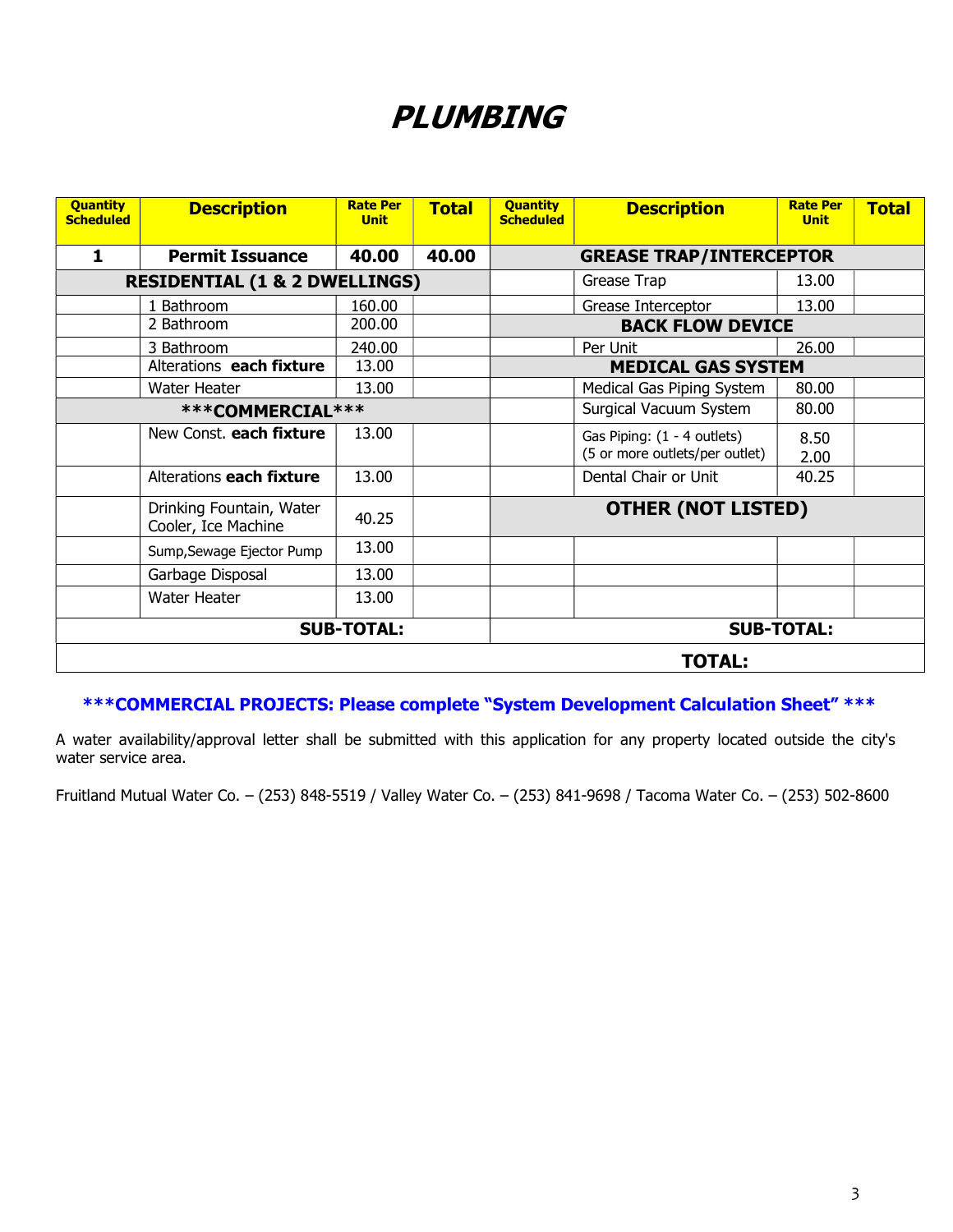# PLUMBING

| Quantity Scheduled | Description | Rate Per Unit | Total | Quantity Scheduled | Description | Rate Per Unit | Total |
|---|---|---|---|---|---|---|---|
| **1** | **Permit Issuance** | **40.00** | **40.00** | | **GREASE TRAP/INTERCEPTOR** | | |
| | **RESIDENTIAL (1 & 2 DWELLINGS)** | | | | Grease Trap | 13.00 | |
| | 1 Bathroom | 160.00 | | | Grease Interceptor | 13.00 | |
| | 2 Bathroom | 200.00 | | | **BACK FLOW DEVICE** | | |
| | 3 Bathroom | 240.00 | | | Per Unit | 26.00 | |
| | Alterations **each fixture** | 13.00 | | | **MEDICAL GAS SYSTEM** | | |
| | Water Heater | 13.00 | | | Medical Gas Piping System | 80.00 | |
| | **\*\*\*COMMERCIAL\*\*\*** | | | | Surgical Vacuum System | 80.00 | |
| | New Const. **each fixture** | 13.00 | | | Gas Piping: (1 - 4 outlets)<br>(5 or more outlets/per outlet) | 8.50<br>2.00 | |
| | Alterations **each fixture** | 13.00 | | | Dental Chair or Unit | 40.25 | |
| | Drinking Fountain, Water Cooler, Ice Machine | 40.25 | | | **OTHER (NOT LISTED)** | | |
| | Sump,Sewage Ejector Pump | 13.00 | | | | | |
| | Garbage Disposal | 13.00 | | | | | |
| | Water Heater | 13.00 | | | | | |
| | **SUB-TOTAL:** | | | | **SUB-TOTAL:** | | |
| | | | | | **TOTAL:** | | |

**\*\*\*COMMERCIAL PROJECTS: Please complete "System Development Calculation Sheet" \*\*\***

A water availability/approval letter shall be submitted with this application for any property located outside the city's water service area.

Fruitland Mutual Water Co. – (253) 848-5519 / Valley Water Co. – (253) 841-9698 / Tacoma Water Co. – (253) 502-8600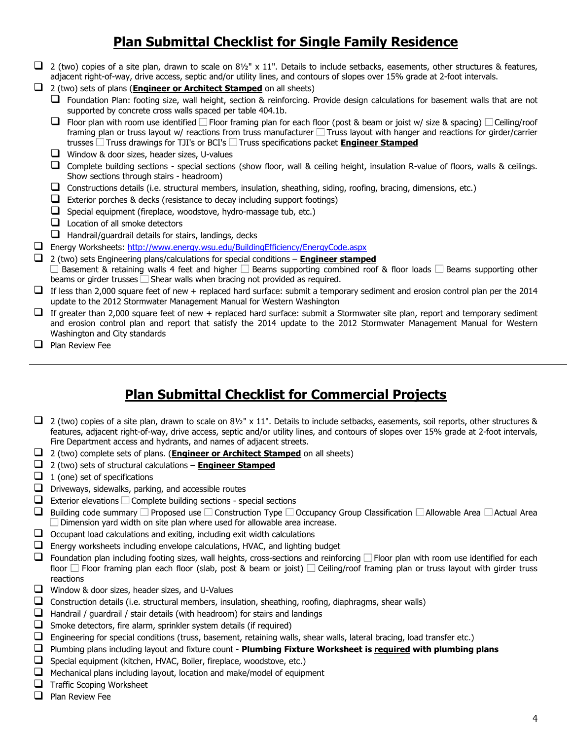# Plan Submittal Checklist for Single Family Residence

- ☐ 2 (two) copies of a site plan, drawn to scale on 8½" x 11". Details to include setbacks, easements, other structures & features, adjacent right-of-way, drive access, septic and/or utility lines, and contours of slopes over 15% grade at 2-foot intervals.
- ☐ 2 (two) sets of plans (**Engineer or Architect Stamped** on all sheets)
  - ☐ Foundation Plan: footing size, wall height, section & reinforcing. Provide design calculations for basement walls that are not supported by concrete cross walls spaced per table 404.1b.
  - ☐ Floor plan with room use identified ☐ Floor framing plan for each floor (post & beam or joist w/ size & spacing) ☐ Ceiling/roof framing plan or truss layout w/ reactions from truss manufacturer ☐ Truss layout with hanger and reactions for girder/carrier trusses ☐ Truss drawings for TJI's or BCI's ☐ Truss specifications packet **Engineer Stamped**
  - ☐ Window & door sizes, header sizes, U-values
  - ☐ Complete building sections - special sections (show floor, wall & ceiling height, insulation R-value of floors, walls & ceilings. Show sections through stairs - headroom)
  - ☐ Constructions details (i.e. structural members, insulation, sheathing, siding, roofing, bracing, dimensions, etc.)
  - ☐ Exterior porches & decks (resistance to decay including support footings)
  - ☐ Special equipment (fireplace, woodstove, hydro-massage tub, etc.)
  - ☐ Location of all smoke detectors
  - ☐ Handrail/guardrail details for stairs, landings, decks
- ☐ Energy Worksheets: http://www.energy.wsu.edu/BuildingEfficiency/EnergyCode.aspx
- ☐ 2 (two) sets Engineering plans/calculations for special conditions – **Engineer stamped**
  ☐ Basement & retaining walls 4 feet and higher ☐ Beams supporting combined roof & floor loads ☐ Beams supporting other beams or girder trusses ☐ Shear walls when bracing not provided as required.
- ☐ If less than 2,000 square feet of new + replaced hard surface: submit a temporary sediment and erosion control plan per the 2014 update to the 2012 Stormwater Management Manual for Western Washington
- ☐ If greater than 2,000 square feet of new + replaced hard surface: submit a Stormwater site plan, report and temporary sediment and erosion control plan and report that satisfy the 2014 update to the 2012 Stormwater Management Manual for Western Washington and City standards
- ☐ Plan Review Fee

---

# Plan Submittal Checklist for Commercial Projects

- ☐ 2 (two) copies of a site plan, drawn to scale on 8½" x 11". Details to include setbacks, easements, soil reports, other structures & features, adjacent right-of-way, drive access, septic and/or utility lines, and contours of slopes over 15% grade at 2-foot intervals, Fire Department access and hydrants, and names of adjacent streets.
- ☐ 2 (two) complete sets of plans. (**Engineer or Architect Stamped** on all sheets)
- ☐ 2 (two) sets of structural calculations – **Engineer Stamped**
- ☐ 1 (one) set of specifications
- ☐ Driveways, sidewalks, parking, and accessible routes
- ☐ Exterior elevations ☐ Complete building sections - special sections
- ☐ Building code summary ☐ Proposed use ☐ Construction Type ☐ Occupancy Group Classification ☐ Allowable Area ☐ Actual Area ☐ Dimension yard width on site plan where used for allowable area increase.
- ☐ Occupant load calculations and exiting, including exit width calculations
- ☐ Energy worksheets including envelope calculations, HVAC, and lighting budget
- ☐ Foundation plan including footing sizes, wall heights, cross-sections and reinforcing ☐ Floor plan with room use identified for each floor ☐ Floor framing plan each floor (slab, post & beam or joist) ☐ Ceiling/roof framing plan or truss layout with girder truss reactions
- ☐ Window & door sizes, header sizes, and U-Values
- ☐ Construction details (i.e. structural members, insulation, sheathing, roofing, diaphragms, shear walls)
- ☐ Handrail / guardrail / stair details (with headroom) for stairs and landings
- ☐ Smoke detectors, fire alarm, sprinkler system details (if required)
- ☐ Engineering for special conditions (truss, basement, retaining walls, shear walls, lateral bracing, load transfer etc.)
- ☐ Plumbing plans including layout and fixture count - **Plumbing Fixture Worksheet is <u>required</u> with plumbing plans**
- ☐ Special equipment (kitchen, HVAC, Boiler, fireplace, woodstove, etc.)
- ☐ Mechanical plans including layout, location and make/model of equipment
- ☐ Traffic Scoping Worksheet
- ☐ Plan Review Fee